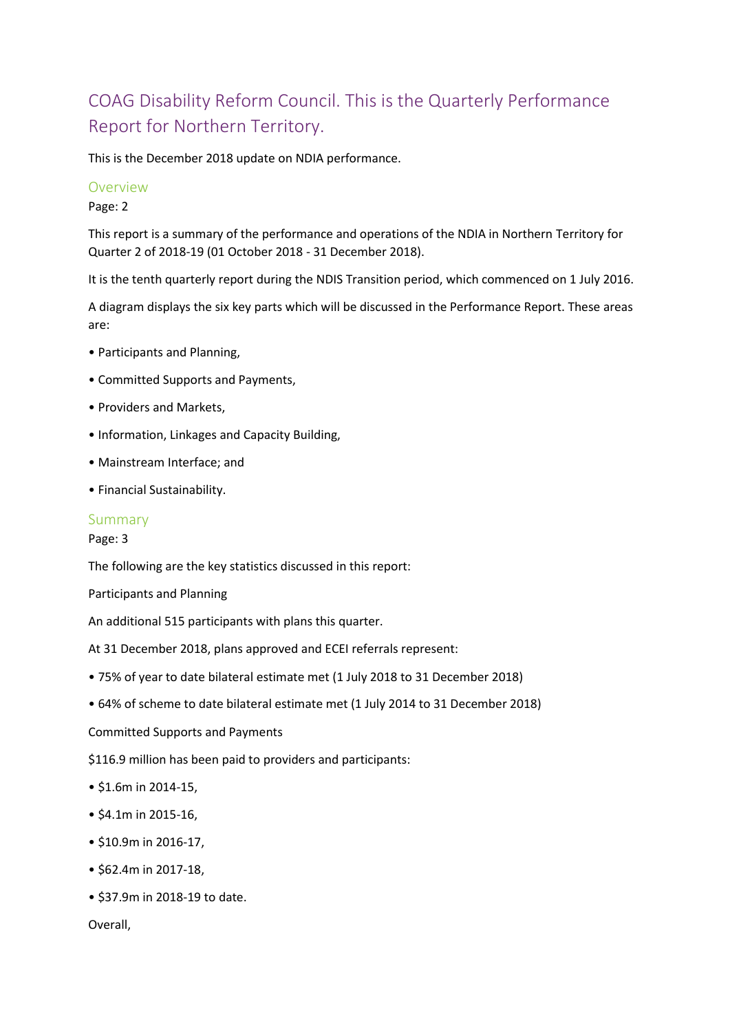# COAG Disability Reform Council. This is the Quarterly Performance Report for Northern Territory.

This is the December 2018 update on NDIA performance.

## Overview

Page: 2

This report is a summary of the performance and operations of the NDIA in Northern Territory for Quarter 2 of 2018-19 (01 October 2018 - 31 December 2018).

It is the tenth quarterly report during the NDIS Transition period, which commenced on 1 July 2016.

A diagram displays the six key parts which will be discussed in the Performance Report. These areas are:

• Participants and Planning,

• Committed Supports and Payments,

• Providers and Markets,

• Information, Linkages and Capacity Building,

• Mainstream Interface; and

• Financial Sustainability.

## Summary

Page: 3

The following are the key statistics discussed in this report:

Participants and Planning

An additional 515 participants with plans this quarter.

At 31 December 2018, plans approved and ECEI referrals represent:

• 75% of year to date bilateral estimate met (1 July 2018 to 31 December 2018)

• 64% of scheme to date bilateral estimate met (1 July 2014 to 31 December 2018)

Committed Supports and Payments

$116.9 million has been paid to providers and participants:

• $1.6m in 2014-15,

• $4.1m in 2015-16,

• $10.9m in 2016-17,

• $62.4m in 2017-18,

• $37.9m in 2018-19 to date.

Overall,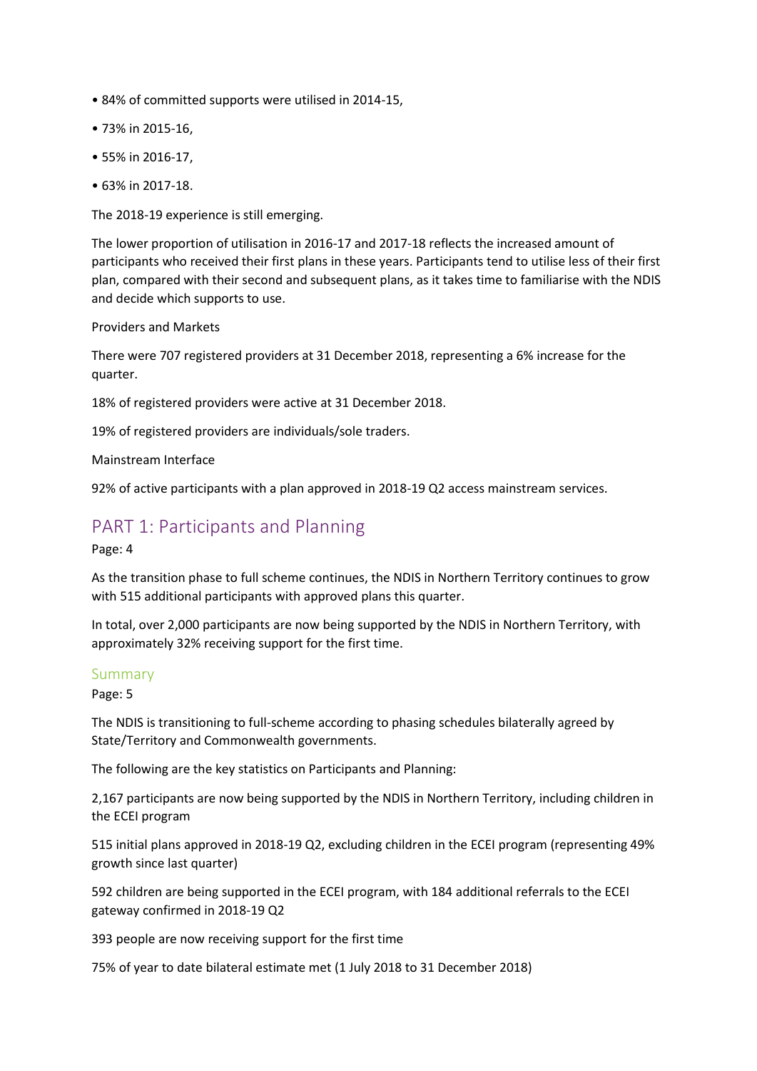- 84% of committed supports were utilised in 2014-15,
- 73% in 2015-16,
- 55% in 2016-17,
- 63% in 2017-18.

The 2018-19 experience is still emerging.

The lower proportion of utilisation in 2016-17 and 2017-18 reflects the increased amount of participants who received their first plans in these years. Participants tend to utilise less of their first plan, compared with their second and subsequent plans, as it takes time to familiarise with the NDIS and decide which supports to use.

Providers and Markets

There were 707 registered providers at 31 December 2018, representing a 6% increase for the quarter.

18% of registered providers were active at 31 December 2018.

19% of registered providers are individuals/sole traders.

Mainstream Interface

92% of active participants with a plan approved in 2018-19 Q2 access mainstream services.

## PART 1: Participants and Planning

Page: 4

As the transition phase to full scheme continues, the NDIS in Northern Territory continues to grow with 515 additional participants with approved plans this quarter.

In total, over 2,000 participants are now being supported by the NDIS in Northern Territory, with approximately 32% receiving support for the first time.

### Summary

Page: 5

The NDIS is transitioning to full-scheme according to phasing schedules bilaterally agreed by State/Territory and Commonwealth governments.

The following are the key statistics on Participants and Planning:

2,167 participants are now being supported by the NDIS in Northern Territory, including children in the ECEI program

515 initial plans approved in 2018-19 Q2, excluding children in the ECEI program (representing 49% growth since last quarter)

592 children are being supported in the ECEI program, with 184 additional referrals to the ECEI gateway confirmed in 2018-19 Q2

393 people are now receiving support for the first time

75% of year to date bilateral estimate met (1 July 2018 to 31 December 2018)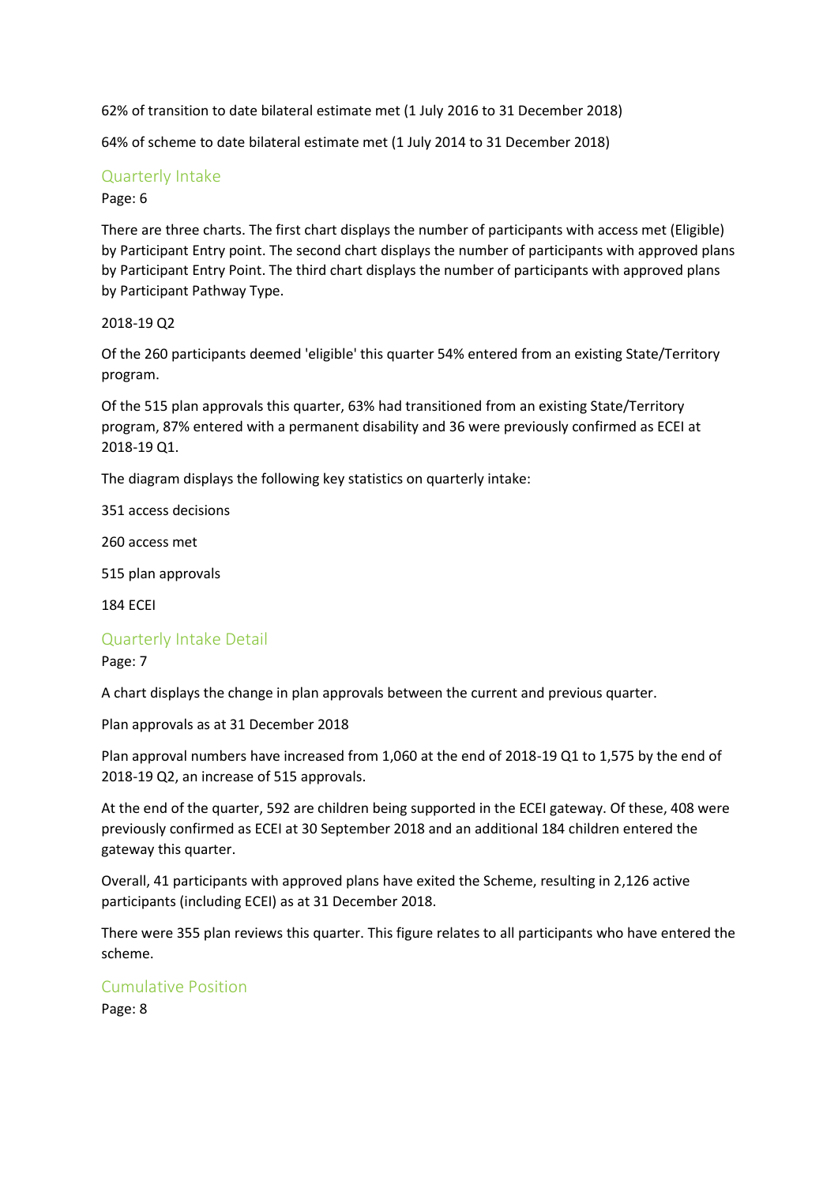62% of transition to date bilateral estimate met (1 July 2016 to 31 December 2018)

64% of scheme to date bilateral estimate met (1 July 2014 to 31 December 2018)

## Quarterly Intake

Page: 6

There are three charts. The first chart displays the number of participants with access met (Eligible) by Participant Entry point. The second chart displays the number of participants with approved plans by Participant Entry Point. The third chart displays the number of participants with approved plans by Participant Pathway Type.

2018-19 Q2

Of the 260 participants deemed 'eligible' this quarter 54% entered from an existing State/Territory program.

Of the 515 plan approvals this quarter, 63% had transitioned from an existing State/Territory program, 87% entered with a permanent disability and 36 were previously confirmed as ECEI at 2018-19 Q1.

The diagram displays the following key statistics on quarterly intake:

351 access decisions

260 access met

515 plan approvals

184 ECEI

## Quarterly Intake Detail

Page: 7

A chart displays the change in plan approvals between the current and previous quarter.

Plan approvals as at 31 December 2018

Plan approval numbers have increased from 1,060 at the end of 2018-19 Q1 to 1,575 by the end of 2018-19 Q2, an increase of 515 approvals.

At the end of the quarter, 592 are children being supported in the ECEI gateway. Of these, 408 were previously confirmed as ECEI at 30 September 2018 and an additional 184 children entered the gateway this quarter.

Overall, 41 participants with approved plans have exited the Scheme, resulting in 2,126 active participants (including ECEI) as at 31 December 2018.

There were 355 plan reviews this quarter. This figure relates to all participants who have entered the scheme.

## Cumulative Position

Page: 8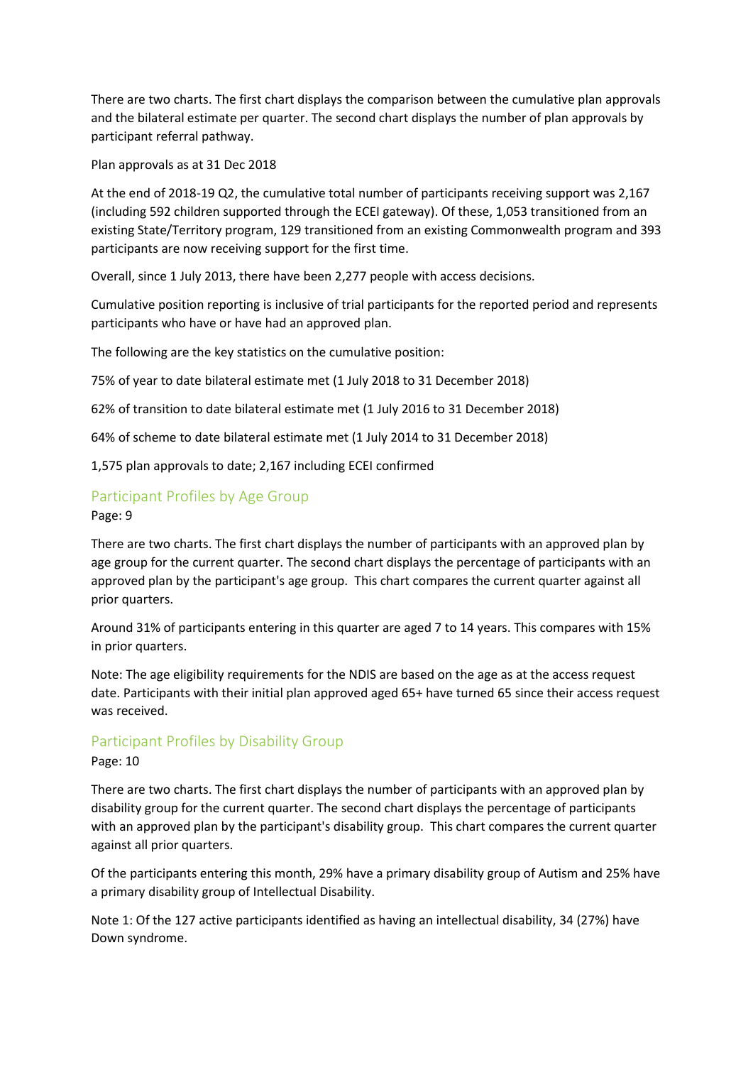There are two charts. The first chart displays the comparison between the cumulative plan approvals and the bilateral estimate per quarter. The second chart displays the number of plan approvals by participant referral pathway.

Plan approvals as at 31 Dec 2018

At the end of 2018-19 Q2, the cumulative total number of participants receiving support was 2,167 (including 592 children supported through the ECEI gateway). Of these, 1,053 transitioned from an existing State/Territory program, 129 transitioned from an existing Commonwealth program and 393 participants are now receiving support for the first time.

Overall, since 1 July 2013, there have been 2,277 people with access decisions.

Cumulative position reporting is inclusive of trial participants for the reported period and represents participants who have or have had an approved plan.

The following are the key statistics on the cumulative position:

75% of year to date bilateral estimate met (1 July 2018 to 31 December 2018)

62% of transition to date bilateral estimate met (1 July 2016 to 31 December 2018)

64% of scheme to date bilateral estimate met (1 July 2014 to 31 December 2018)

1,575 plan approvals to date; 2,167 including ECEI confirmed

## Participant Profiles by Age Group

Page: 9

There are two charts. The first chart displays the number of participants with an approved plan by age group for the current quarter. The second chart displays the percentage of participants with an approved plan by the participant's age group. This chart compares the current quarter against all prior quarters.

Around 31% of participants entering in this quarter are aged 7 to 14 years. This compares with 15% in prior quarters.

Note: The age eligibility requirements for the NDIS are based on the age as at the access request date. Participants with their initial plan approved aged 65+ have turned 65 since their access request was received.

## Participant Profiles by Disability Group

Page: 10

There are two charts. The first chart displays the number of participants with an approved plan by disability group for the current quarter. The second chart displays the percentage of participants with an approved plan by the participant's disability group. This chart compares the current quarter against all prior quarters.

Of the participants entering this month, 29% have a primary disability group of Autism and 25% have a primary disability group of Intellectual Disability.

Note 1: Of the 127 active participants identified as having an intellectual disability, 34 (27%) have Down syndrome.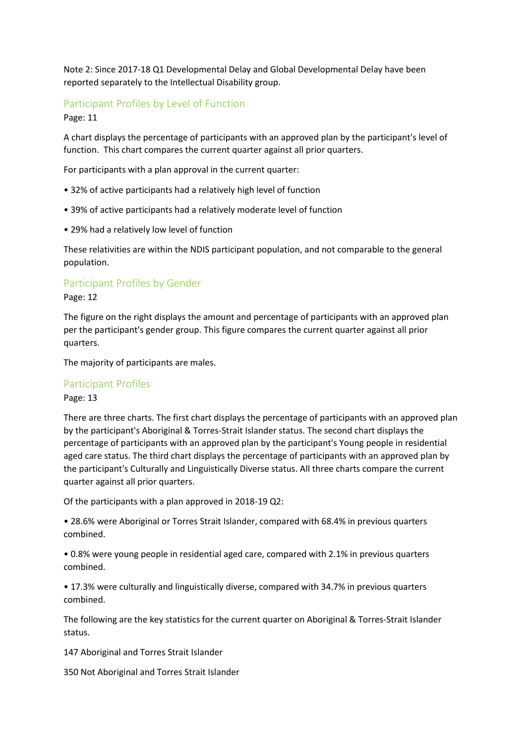Note 2: Since 2017-18 Q1 Developmental Delay and Global Developmental Delay have been reported separately to the Intellectual Disability group.

## Participant Profiles by Level of Function

Page: 11

A chart displays the percentage of participants with an approved plan by the participant's level of function. This chart compares the current quarter against all prior quarters.

For participants with a plan approval in the current quarter:

- 32% of active participants had a relatively high level of function
- 39% of active participants had a relatively moderate level of function
- 29% had a relatively low level of function

These relativities are within the NDIS participant population, and not comparable to the general population.

## Participant Profiles by Gender

Page: 12

The figure on the right displays the amount and percentage of participants with an approved plan per the participant's gender group. This figure compares the current quarter against all prior quarters.

The majority of participants are males.

## Participant Profiles

Page: 13

There are three charts. The first chart displays the percentage of participants with an approved plan by the participant's Aboriginal & Torres-Strait Islander status. The second chart displays the percentage of participants with an approved plan by the participant's Young people in residential aged care status. The third chart displays the percentage of participants with an approved plan by the participant's Culturally and Linguistically Diverse status. All three charts compare the current quarter against all prior quarters.

Of the participants with a plan approved in 2018-19 Q2:

- 28.6% were Aboriginal or Torres Strait Islander, compared with 68.4% in previous quarters combined.
- 0.8% were young people in residential aged care, compared with 2.1% in previous quarters combined.
- 17.3% were culturally and linguistically diverse, compared with 34.7% in previous quarters combined.

The following are the key statistics for the current quarter on Aboriginal & Torres-Strait Islander status.

147 Aboriginal and Torres Strait Islander

350 Not Aboriginal and Torres Strait Islander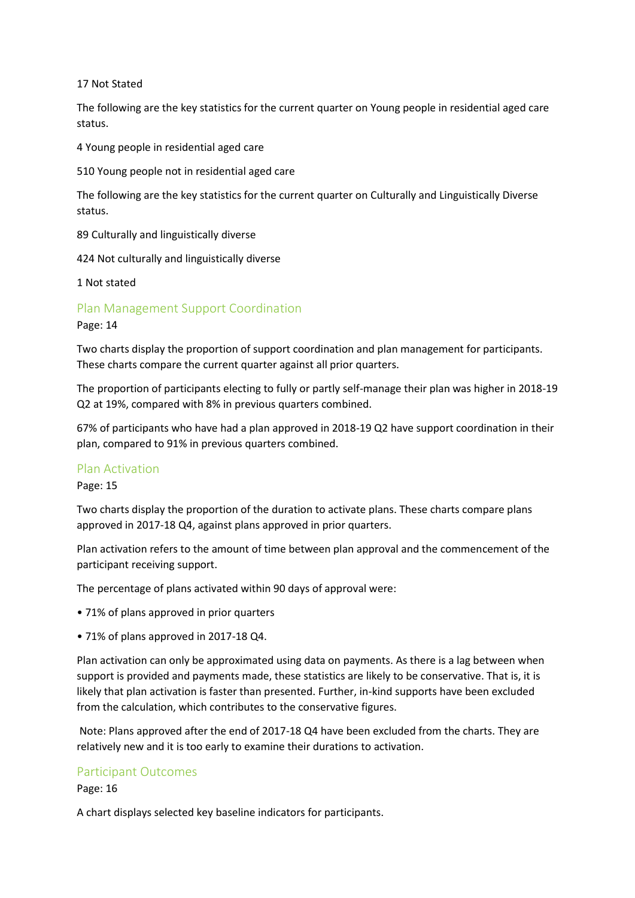17 Not Stated

The following are the key statistics for the current quarter on Young people in residential aged care status.

4 Young people in residential aged care

510 Young people not in residential aged care

The following are the key statistics for the current quarter on Culturally and Linguistically Diverse status.

89 Culturally and linguistically diverse

424 Not culturally and linguistically diverse

1 Not stated

## Plan Management Support Coordination

Page: 14

Two charts display the proportion of support coordination and plan management for participants. These charts compare the current quarter against all prior quarters.

The proportion of participants electing to fully or partly self-manage their plan was higher in 2018-19 Q2 at 19%, compared with 8% in previous quarters combined.

67% of participants who have had a plan approved in 2018-19 Q2 have support coordination in their plan, compared to 91% in previous quarters combined.

## Plan Activation

Page: 15

Two charts display the proportion of the duration to activate plans. These charts compare plans approved in 2017-18 Q4, against plans approved in prior quarters.

Plan activation refers to the amount of time between plan approval and the commencement of the participant receiving support.

The percentage of plans activated within 90 days of approval were:

- 71% of plans approved in prior quarters
- 71% of plans approved in 2017-18 Q4.

Plan activation can only be approximated using data on payments. As there is a lag between when support is provided and payments made, these statistics are likely to be conservative. That is, it is likely that plan activation is faster than presented. Further, in-kind supports have been excluded from the calculation, which contributes to the conservative figures.

Note: Plans approved after the end of 2017-18 Q4 have been excluded from the charts. They are relatively new and it is too early to examine their durations to activation.

## Participant Outcomes

Page: 16

A chart displays selected key baseline indicators for participants.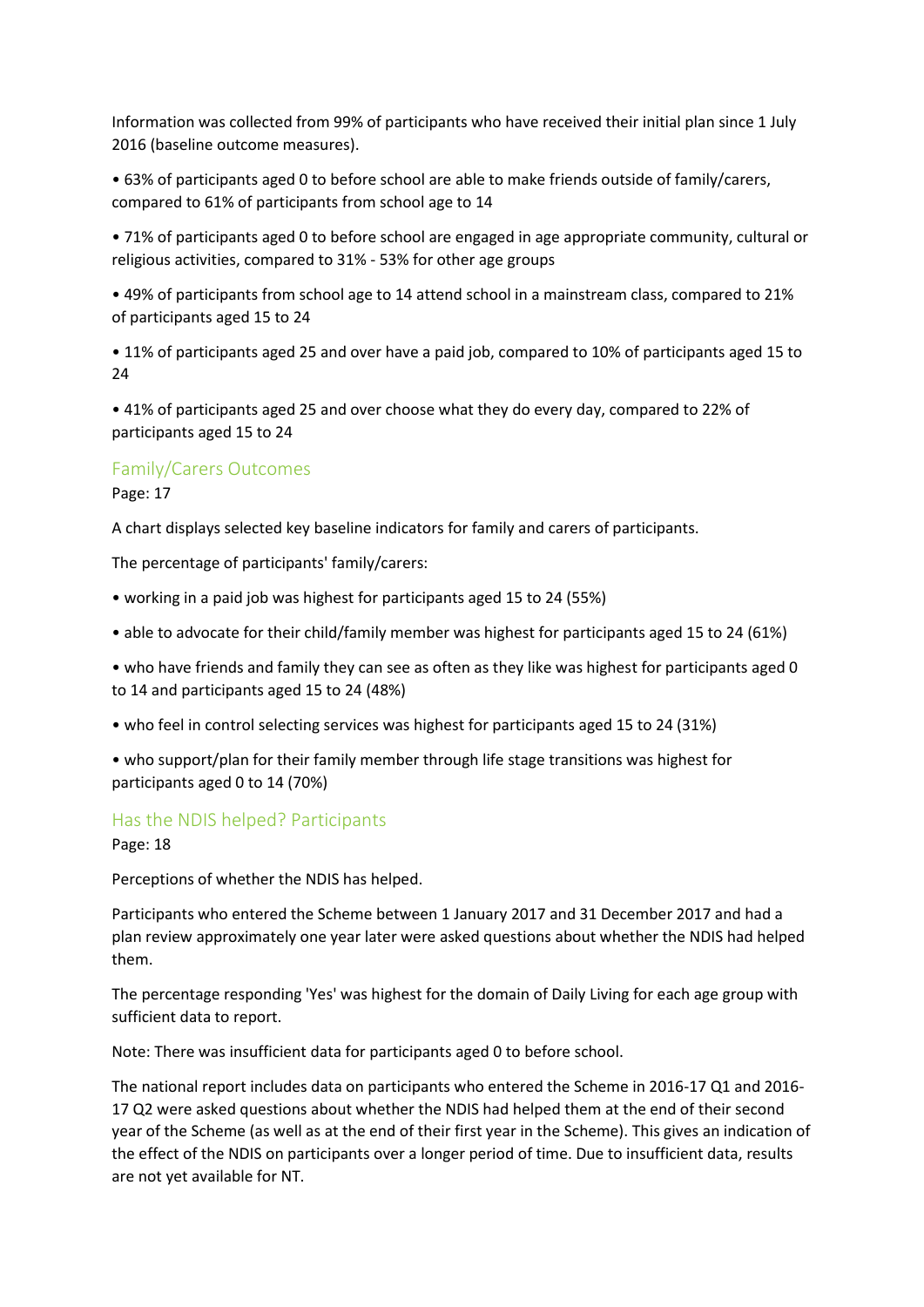Information was collected from 99% of participants who have received their initial plan since 1 July 2016 (baseline outcome measures).

- 63% of participants aged 0 to before school are able to make friends outside of family/carers, compared to 61% of participants from school age to 14
- 71% of participants aged 0 to before school are engaged in age appropriate community, cultural or religious activities, compared to 31% - 53% for other age groups
- 49% of participants from school age to 14 attend school in a mainstream class, compared to 21% of participants aged 15 to 24
- 11% of participants aged 25 and over have a paid job, compared to 10% of participants aged 15 to 24
- 41% of participants aged 25 and over choose what they do every day, compared to 22% of participants aged 15 to 24

## Family/Carers Outcomes

Page: 17

A chart displays selected key baseline indicators for family and carers of participants.

The percentage of participants' family/carers:

- working in a paid job was highest for participants aged 15 to 24 (55%)
- able to advocate for their child/family member was highest for participants aged 15 to 24 (61%)
- who have friends and family they can see as often as they like was highest for participants aged 0 to 14 and participants aged 15 to 24 (48%)
- who feel in control selecting services was highest for participants aged 15 to 24 (31%)
- who support/plan for their family member through life stage transitions was highest for participants aged 0 to 14 (70%)

## Has the NDIS helped? Participants

Page: 18

Perceptions of whether the NDIS has helped.

Participants who entered the Scheme between 1 January 2017 and 31 December 2017 and had a plan review approximately one year later were asked questions about whether the NDIS had helped them.

The percentage responding 'Yes' was highest for the domain of Daily Living for each age group with sufficient data to report.

Note: There was insufficient data for participants aged 0 to before school.

The national report includes data on participants who entered the Scheme in 2016-17 Q1 and 2016-17 Q2 were asked questions about whether the NDIS had helped them at the end of their second year of the Scheme (as well as at the end of their first year in the Scheme). This gives an indication of the effect of the NDIS on participants over a longer period of time. Due to insufficient data, results are not yet available for NT.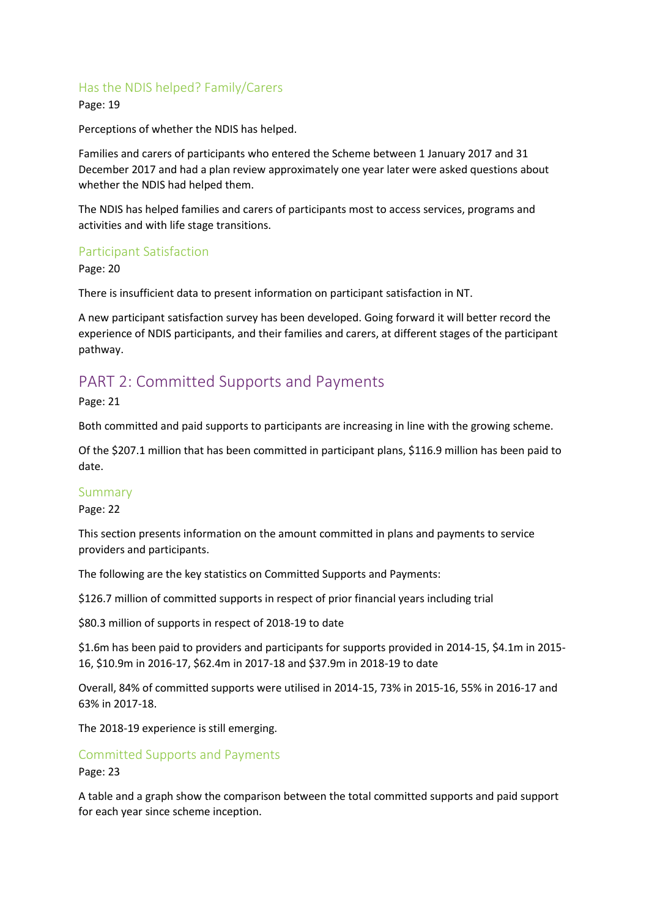### Has the NDIS helped? Family/Carers

Page: 19

Perceptions of whether the NDIS has helped.

Families and carers of participants who entered the Scheme between 1 January 2017 and 31 December 2017 and had a plan review approximately one year later were asked questions about whether the NDIS had helped them.

The NDIS has helped families and carers of participants most to access services, programs and activities and with life stage transitions.

### Participant Satisfaction

Page: 20

There is insufficient data to present information on participant satisfaction in NT.

A new participant satisfaction survey has been developed. Going forward it will better record the experience of NDIS participants, and their families and carers, at different stages of the participant pathway.

## PART 2: Committed Supports and Payments

Page: 21

Both committed and paid supports to participants are increasing in line with the growing scheme.

Of the $207.1 million that has been committed in participant plans, $116.9 million has been paid to date.

### Summary

Page: 22

This section presents information on the amount committed in plans and payments to service providers and participants.

The following are the key statistics on Committed Supports and Payments:

$126.7 million of committed supports in respect of prior financial years including trial

$80.3 million of supports in respect of 2018-19 to date

$1.6m has been paid to providers and participants for supports provided in 2014-15, $4.1m in 2015-16, $10.9m in 2016-17, $62.4m in 2017-18 and $37.9m in 2018-19 to date

Overall, 84% of committed supports were utilised in 2014-15, 73% in 2015-16, 55% in 2016-17 and 63% in 2017-18.

The 2018-19 experience is still emerging.

### Committed Supports and Payments

Page: 23

A table and a graph show the comparison between the total committed supports and paid support for each year since scheme inception.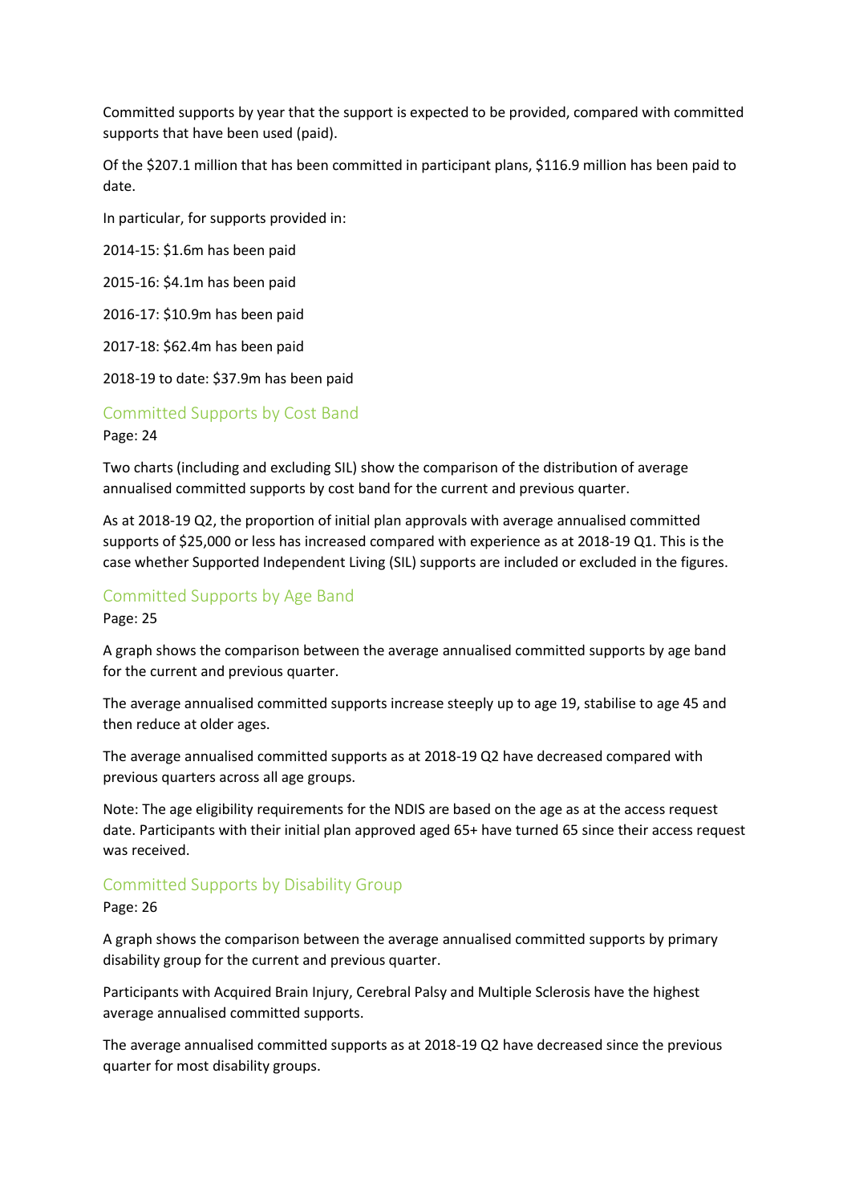Committed supports by year that the support is expected to be provided, compared with committed supports that have been used (paid).

Of the $207.1 million that has been committed in participant plans, $116.9 million has been paid to date.

In particular, for supports provided in:

2014-15: $1.6m has been paid

2015-16: $4.1m has been paid

2016-17: $10.9m has been paid

2017-18: $62.4m has been paid

2018-19 to date: $37.9m has been paid

## Committed Supports by Cost Band

Page: 24

Two charts (including and excluding SIL) show the comparison of the distribution of average annualised committed supports by cost band for the current and previous quarter.

As at 2018-19 Q2, the proportion of initial plan approvals with average annualised committed supports of $25,000 or less has increased compared with experience as at 2018-19 Q1. This is the case whether Supported Independent Living (SIL) supports are included or excluded in the figures.

## Committed Supports by Age Band

Page: 25

A graph shows the comparison between the average annualised committed supports by age band for the current and previous quarter.

The average annualised committed supports increase steeply up to age 19, stabilise to age 45 and then reduce at older ages.

The average annualised committed supports as at 2018-19 Q2 have decreased compared with previous quarters across all age groups.

Note: The age eligibility requirements for the NDIS are based on the age as at the access request date. Participants with their initial plan approved aged 65+ have turned 65 since their access request was received.

## Committed Supports by Disability Group

Page: 26

A graph shows the comparison between the average annualised committed supports by primary disability group for the current and previous quarter.

Participants with Acquired Brain Injury, Cerebral Palsy and Multiple Sclerosis have the highest average annualised committed supports.

The average annualised committed supports as at 2018-19 Q2 have decreased since the previous quarter for most disability groups.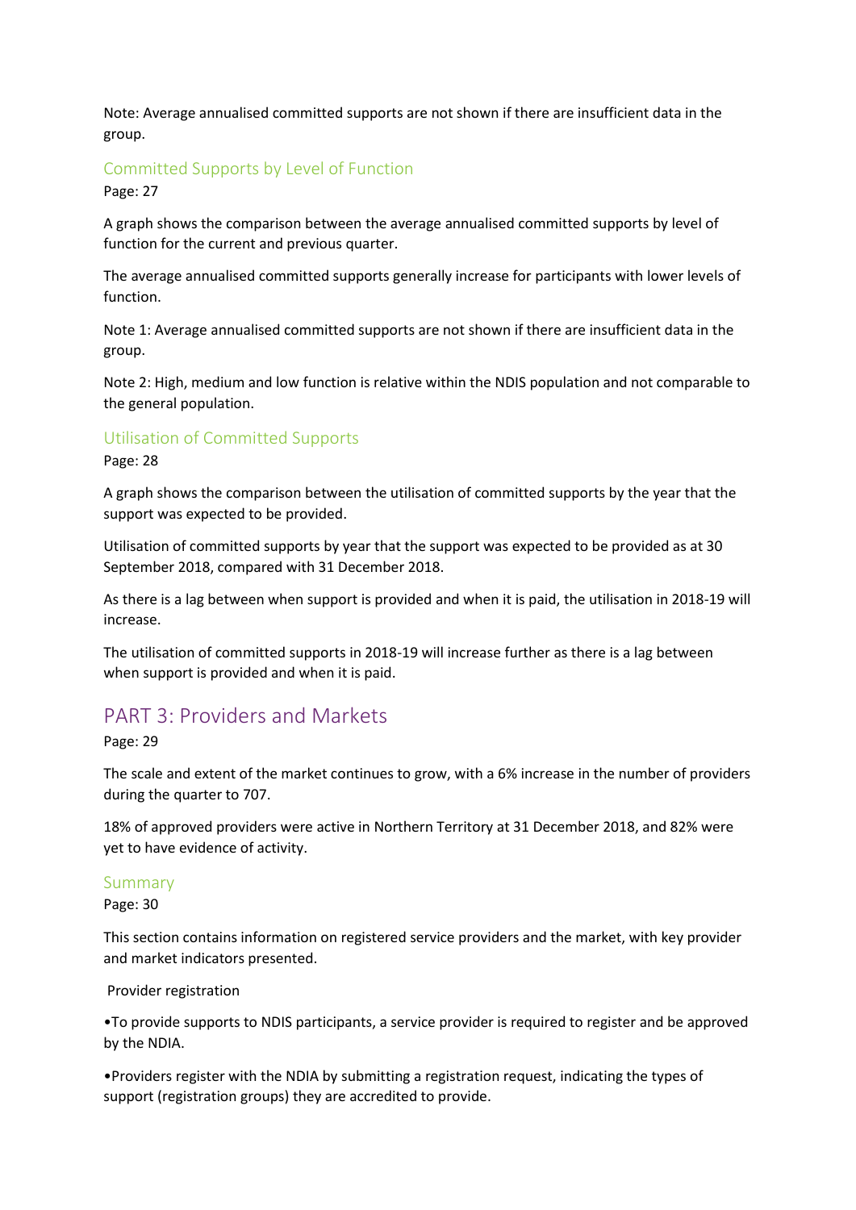Note: Average annualised committed supports are not shown if there are insufficient data in the group.

### Committed Supports by Level of Function

Page: 27

A graph shows the comparison between the average annualised committed supports by level of function for the current and previous quarter.

The average annualised committed supports generally increase for participants with lower levels of function.

Note 1: Average annualised committed supports are not shown if there are insufficient data in the group.

Note 2: High, medium and low function is relative within the NDIS population and not comparable to the general population.

### Utilisation of Committed Supports

Page: 28

A graph shows the comparison between the utilisation of committed supports by the year that the support was expected to be provided.

Utilisation of committed supports by year that the support was expected to be provided as at 30 September 2018, compared with 31 December 2018.

As there is a lag between when support is provided and when it is paid, the utilisation in 2018-19 will increase.

The utilisation of committed supports in 2018-19 will increase further as there is a lag between when support is provided and when it is paid.

## PART 3: Providers and Markets

Page: 29

The scale and extent of the market continues to grow, with a 6% increase in the number of providers during the quarter to 707.

18% of approved providers were active in Northern Territory at 31 December 2018, and 82% were yet to have evidence of activity.

### Summary

Page: 30

This section contains information on registered service providers and the market, with key provider and market indicators presented.

Provider registration

•To provide supports to NDIS participants, a service provider is required to register and be approved by the NDIA.

•Providers register with the NDIA by submitting a registration request, indicating the types of support (registration groups) they are accredited to provide.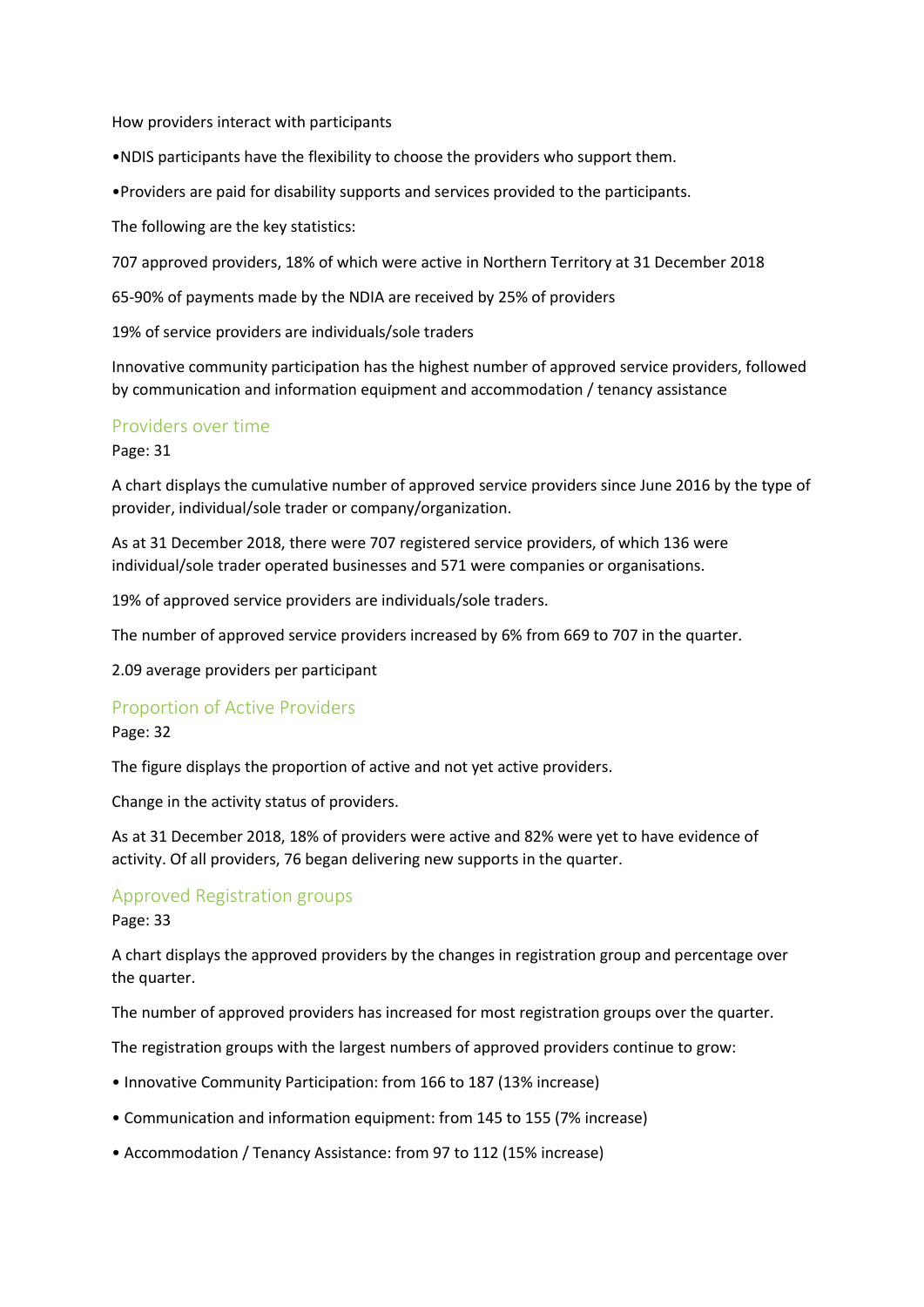How providers interact with participants

•NDIS participants have the flexibility to choose the providers who support them.

•Providers are paid for disability supports and services provided to the participants.

The following are the key statistics:

707 approved providers, 18% of which were active in Northern Territory at 31 December 2018

65-90% of payments made by the NDIA are received by 25% of providers

19% of service providers are individuals/sole traders

Innovative community participation has the highest number of approved service providers, followed by communication and information equipment and accommodation / tenancy assistance

## Providers over time

Page: 31

A chart displays the cumulative number of approved service providers since June 2016 by the type of provider, individual/sole trader or company/organization.

As at 31 December 2018, there were 707 registered service providers, of which 136 were individual/sole trader operated businesses and 571 were companies or organisations.

19% of approved service providers are individuals/sole traders.

The number of approved service providers increased by 6% from 669 to 707 in the quarter.

2.09 average providers per participant

## Proportion of Active Providers

Page: 32

The figure displays the proportion of active and not yet active providers.

Change in the activity status of providers.

As at 31 December 2018, 18% of providers were active and 82% were yet to have evidence of activity. Of all providers, 76 began delivering new supports in the quarter.

## Approved Registration groups

Page: 33

A chart displays the approved providers by the changes in registration group and percentage over the quarter.

The number of approved providers has increased for most registration groups over the quarter.

The registration groups with the largest numbers of approved providers continue to grow:

- Innovative Community Participation: from 166 to 187 (13% increase)
- Communication and information equipment: from 145 to 155 (7% increase)
- Accommodation / Tenancy Assistance: from 97 to 112 (15% increase)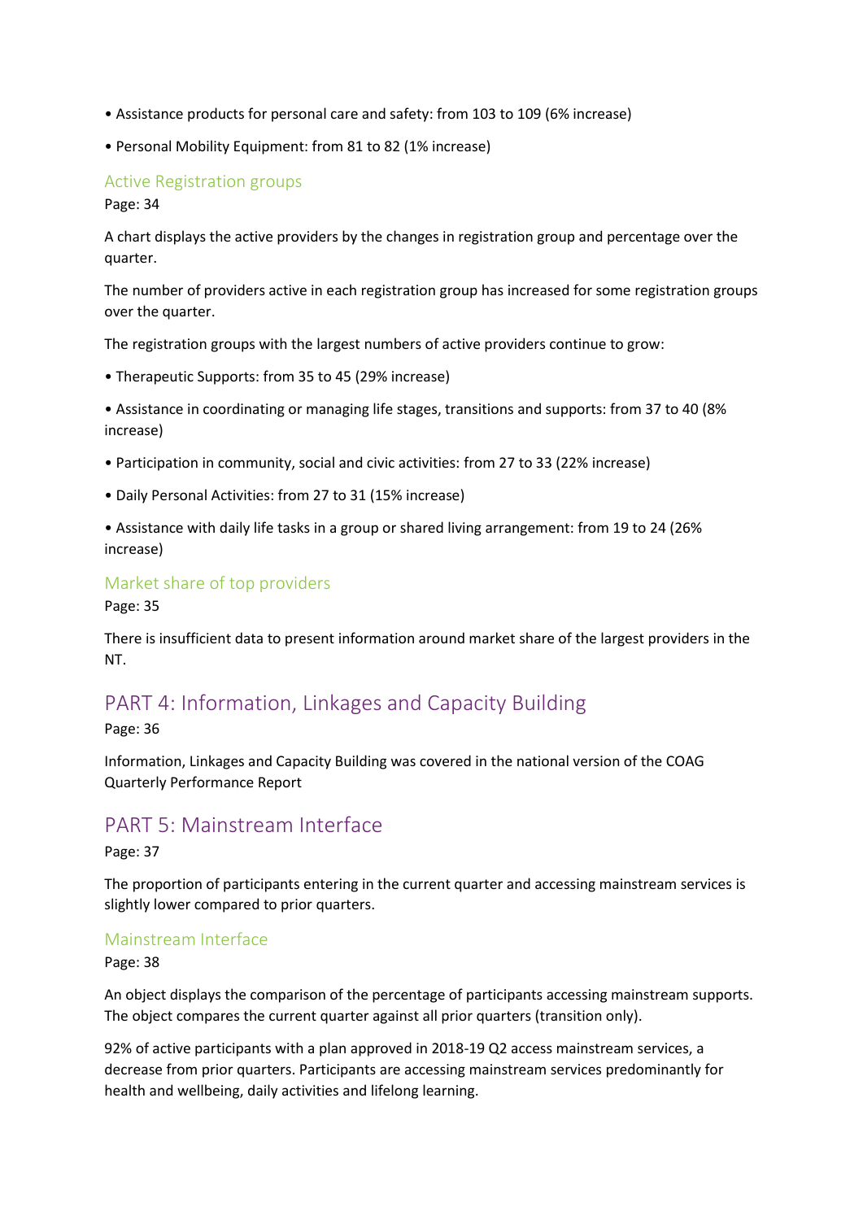- Assistance products for personal care and safety: from 103 to 109 (6% increase)
- Personal Mobility Equipment: from 81 to 82 (1% increase)

### Active Registration groups

Page: 34

A chart displays the active providers by the changes in registration group and percentage over the quarter.

The number of providers active in each registration group has increased for some registration groups over the quarter.

The registration groups with the largest numbers of active providers continue to grow:

- Therapeutic Supports: from 35 to 45 (29% increase)
- Assistance in coordinating or managing life stages, transitions and supports: from 37 to 40 (8% increase)
- Participation in community, social and civic activities: from 27 to 33 (22% increase)
- Daily Personal Activities: from 27 to 31 (15% increase)
- Assistance with daily life tasks in a group or shared living arrangement: from 19 to 24 (26% increase)

### Market share of top providers

Page: 35

There is insufficient data to present information around market share of the largest providers in the NT.

## PART 4: Information, Linkages and Capacity Building

Page: 36

Information, Linkages and Capacity Building was covered in the national version of the COAG Quarterly Performance Report

## PART 5: Mainstream Interface

Page: 37

The proportion of participants entering in the current quarter and accessing mainstream services is slightly lower compared to prior quarters.

### Mainstream Interface

Page: 38

An object displays the comparison of the percentage of participants accessing mainstream supports. The object compares the current quarter against all prior quarters (transition only).

92% of active participants with a plan approved in 2018-19 Q2 access mainstream services, a decrease from prior quarters. Participants are accessing mainstream services predominantly for health and wellbeing, daily activities and lifelong learning.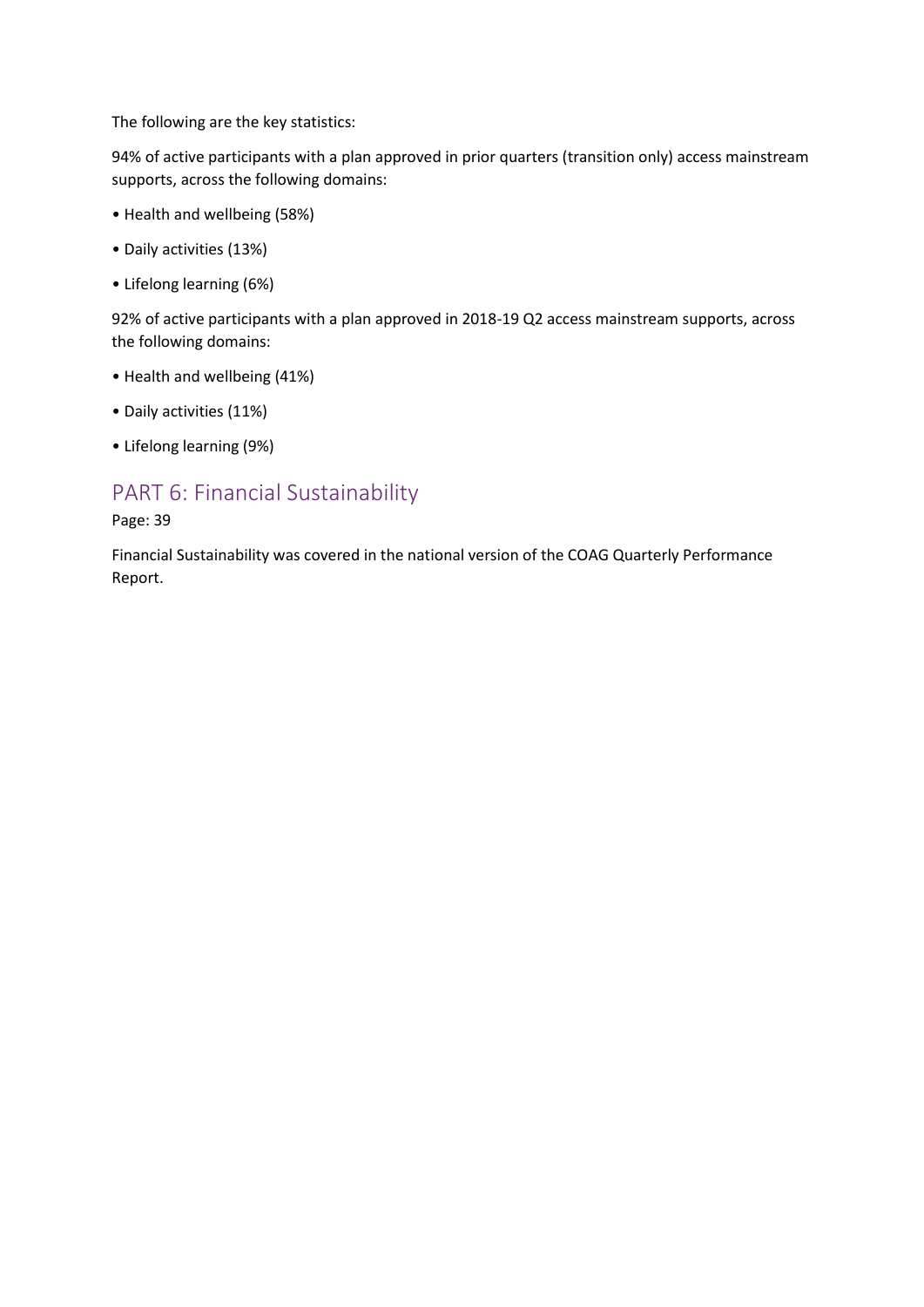The following are the key statistics:

94% of active participants with a plan approved in prior quarters (transition only) access mainstream supports, across the following domains:

- Health and wellbeing (58%)
- Daily activities (13%)
- Lifelong learning (6%)

92% of active participants with a plan approved in 2018-19 Q2 access mainstream supports, across the following domains:

- Health and wellbeing (41%)
- Daily activities (11%)
- Lifelong learning (9%)

## PART 6: Financial Sustainability

Page: 39

Financial Sustainability was covered in the national version of the COAG Quarterly Performance Report.